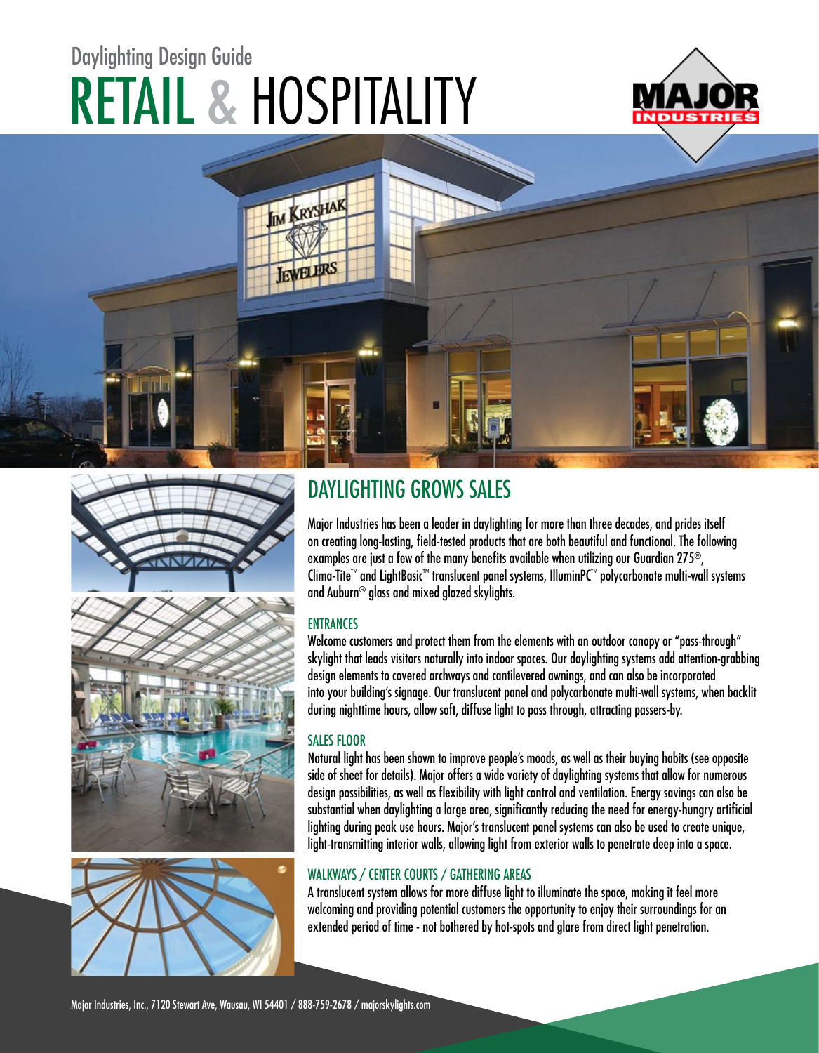Daylighting Design Guide

# RETAIL & HOSPITALITY

## DAYLIGHTING GROWS SALES

Major Industries has been a leader in daylighting for more than three decades, and prides itself on creating long-lasting, field-tested products that are both beautiful and functional. The following examples are just a few of the many benefits available when utilizing our Guardian 275®, Clima-Tite™ and LightBasic™ translucent panel systems, IlluminPC™ polycarbonate multi-wall systems and Auburn® glass and mixed glazed skylights.

### ENTRANCES

Welcome customers and protect them from the elements with an outdoor canopy or "pass-through" skylight that leads visitors naturally into indoor spaces. Our daylighting systems add attention-grabbing design elements to covered archways and cantilevered awnings, and can also be incorporated into your building's signage. Our translucent panel and polycarbonate multi-wall systems, when backlit during nighttime hours, allow soft, diffuse light to pass through, attracting passers-by.

### SALES FLOOR

Natural light has been shown to improve people's moods, as well as their buying habits (see opposite side of sheet for details). Major offers a wide variety of daylighting systems that allow for numerous design possibilities, as well as flexibility with light control and ventilation. Energy savings can also be substantial when daylighting a large area, significantly reducing the need for energy-hungry artificial lighting during peak use hours. Major's translucent panel systems can also be used to create unique, light-transmitting interior walls, allowing light from exterior walls to penetrate deep into a space.

### WALKWAYS / CENTER COURTS / GATHERING AREAS

A translucent system allows for more diffuse light to illuminate the space, making it feel more welcoming and providing potential customers the opportunity to enjoy their surroundings for an extended period of time - not bothered by hot-spots and glare from direct light penetration.

Major Industries, Inc., 7120 Stewart Ave, Wausau, WI 54401 / 888-759-2678 / majorskylights.com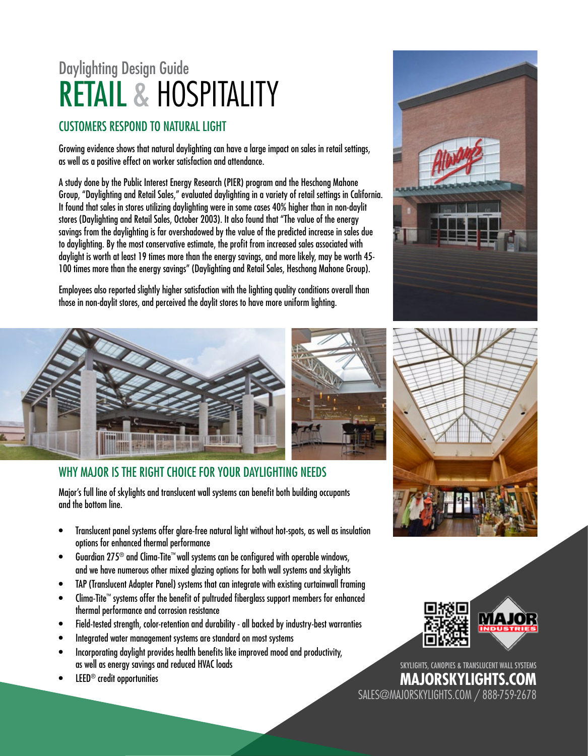Daylighting Design Guide

# RETAIL & HOSPITALITY

## CUSTOMERS RESPOND TO NATURAL LIGHT

Growing evidence shows that natural daylighting can have a large impact on sales in retail settings, as well as a positive effect on worker satisfaction and attendance.

A study done by the Public Interest Energy Research (PIER) program and the Heschong Mahone Group, "Daylighting and Retail Sales," evaluated daylighting in a variety of retail settings in California. It found that sales in stores utilizing daylighting were in some cases 40% higher than in non-daylit stores (Daylighting and Retail Sales, October 2003). It also found that "The value of the energy savings from the daylighting is far overshadowed by the value of the predicted increase in sales due to daylighting. By the most conservative estimate, the profit from increased sales associated with daylight is worth at least 19 times more than the energy savings, and more likely, may be worth 45-100 times more than the energy savings" (Daylighting and Retail Sales, Heschong Mahone Group).

Employees also reported slightly higher satisfaction with the lighting quality conditions overall than those in non-daylit stores, and perceived the daylit stores to have more uniform lighting.

## WHY MAJOR IS THE RIGHT CHOICE FOR YOUR DAYLIGHTING NEEDS

Major's full line of skylights and translucent wall systems can benefit both building occupants and the bottom line.

- Translucent panel systems offer glare-free natural light without hot-spots, as well as insulation options for enhanced thermal performance
- Guardian 275® and Clima-Tite™ wall systems can be configured with operable windows, and we have numerous other mixed glazing options for both wall systems and skylights
- TAP (Translucent Adapter Panel) systems that can integrate with existing curtainwall framing
- Clima-Tite™ systems offer the benefit of pultruded fiberglass support members for enhanced thermal performance and corrosion resistance
- Field-tested strength, color-retention and durability - all backed by industry-best warranties
- Integrated water management systems are standard on most systems
- Incorporating daylight provides health benefits like improved mood and productivity, as well as energy savings and reduced HVAC loads
- LEED® credit opportunities

MAJOR INDUSTRIES

SKYLIGHTS, CANOPIES & TRANSLUCENT WALL SYSTEMS

**MAJORSKYLIGHTS.COM**

SALES@MAJORSKYLIGHTS.COM / 888-759-2678